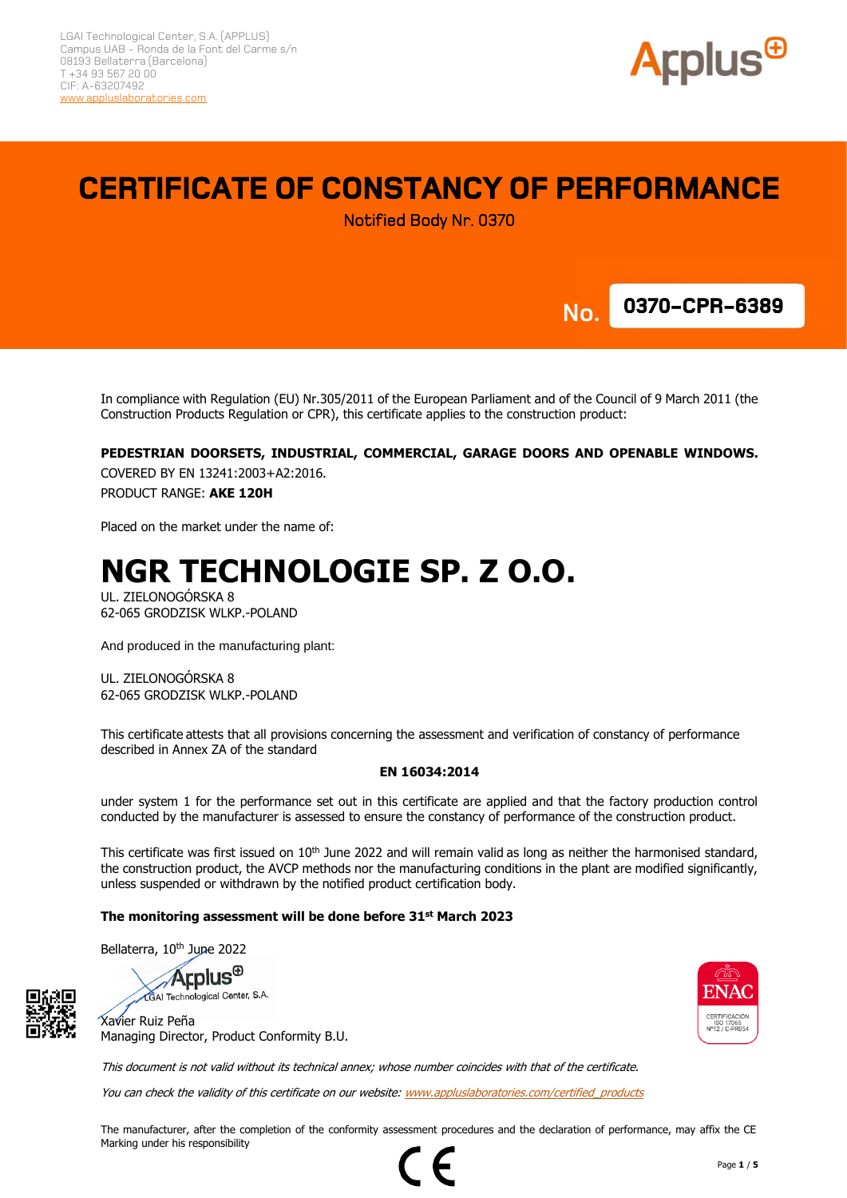LGAI Technological Center, S.A. (APPLUS)
Campus UAB - Ronda de la Font del Carme s/n
08193 Bellaterra (Barcelona)
T +34 93 567 20 00
CIF: A-63207492
www.appluslaboratories.com

Applus

# CERTIFICATE OF CONSTANCY OF PERFORMANCE

Notified Body Nr. 0370

**No. 0370-CPR-6389**

In compliance with Regulation (EU) Nr.305/2011 of the European Parliament and of the Council of 9 March 2011 (the Construction Products Regulation or CPR), this certificate applies to the construction product:

**PEDESTRIAN DOORSETS, INDUSTRIAL, COMMERCIAL, GARAGE DOORS AND OPENABLE WINDOWS.**

COVERED BY EN 13241:2003+A2:2016.

PRODUCT RANGE: **AKE 120H**

Placed on the market under the name of:

# NGR TECHNOLOGIE SP. Z O.O.

UL. ZIELONOGÓRSKA 8
62-065 GRODZISK WLKP.-POLAND

And produced in the manufacturing plant:

UL. ZIELONOGÓRSKA 8
62-065 GRODZISK WLKP.-POLAND

This certificate attests that all provisions concerning the assessment and verification of constancy of performance described in Annex ZA of the standard

**EN 16034:2014**

under system 1 for the performance set out in this certificate are applied and that the factory production control conducted by the manufacturer is assessed to ensure the constancy of performance of the construction product.

This certificate was first issued on 10th June 2022 and will remain valid as long as neither the harmonised standard, the construction product, the AVCP methods nor the manufacturing conditions in the plant are modified significantly, unless suspended or withdrawn by the notified product certification body.

**The monitoring assessment will be done before 31st March 2023**

Bellaterra, 10th June 2022

Applus LGAI Technological Center, S.A.

Xavier Ruiz Peña
Managing Director, Product Conformity B.U.

ENAC CERTIFICACIÓN ISO 17065 Nº12 / C-PR054

*This document is not valid without its technical annex; whose number coincides with that of the certificate.*

*You can check the validity of this certificate on our website: www.appluslaboratories.com/certified_products*

The manufacturer, after the completion of the conformity assessment procedures and the declaration of performance, may affix the CE Marking under his responsibility

CE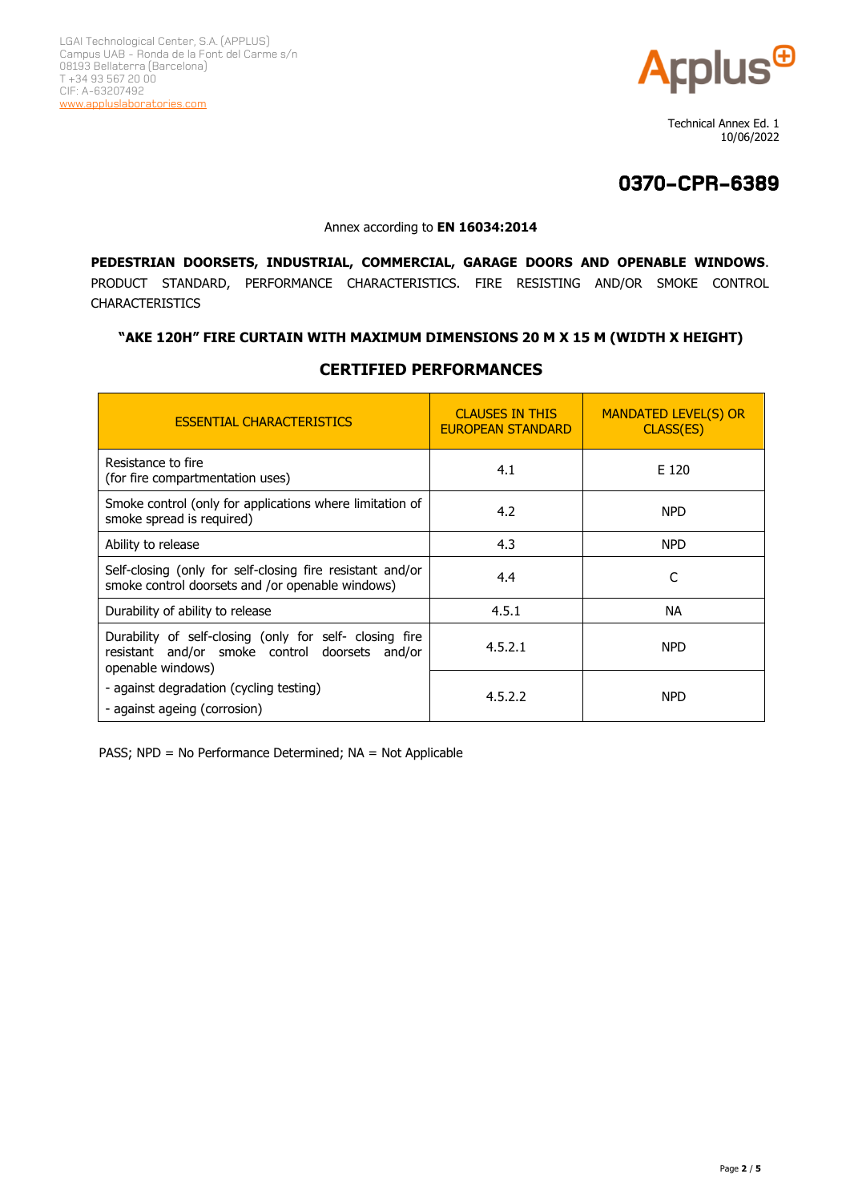LGAI Technological Center, S.A. (APPLUS)
Campus UAB - Ronda de la Font del Carme s/n
08193 Bellaterra (Barcelona)
T +34 93 567 20 00
CIF: A-63207492
www.appluslaboratories.com

Technical Annex Ed. 1
10/06/2022

# 0370-CPR-6389

Annex according to **EN 16034:2014**

**PEDESTRIAN DOORSETS, INDUSTRIAL, COMMERCIAL, GARAGE DOORS AND OPENABLE WINDOWS**. PRODUCT STANDARD, PERFORMANCE CHARACTERISTICS. FIRE RESISTING AND/OR SMOKE CONTROL CHARACTERISTICS

**"AKE 120H" FIRE CURTAIN WITH MAXIMUM DIMENSIONS 20 M X 15 M (WIDTH X HEIGHT)**

## CERTIFIED PERFORMANCES

| ESSENTIAL CHARACTERISTICS | CLAUSES IN THIS EUROPEAN STANDARD | MANDATED LEVEL(S) OR CLASS(ES) |
|---|---|---|
| Resistance to fire (for fire compartmentation uses) | 4.1 | E 120 |
| Smoke control (only for applications where limitation of smoke spread is required) | 4.2 | NPD |
| Ability to release | 4.3 | NPD |
| Self-closing (only for self-closing fire resistant and/or smoke control doorsets and /or openable windows) | 4.4 | C |
| Durability of ability to release | 4.5.1 | NA |
| Durability of self-closing (only for self- closing fire resistant and/or smoke control doorsets and/or openable windows) | 4.5.2.1 | NPD |
| - against degradation (cycling testing)<br>- against ageing (corrosion) | 4.5.2.2 | NPD |

PASS; NPD = No Performance Determined; NA = Not Applicable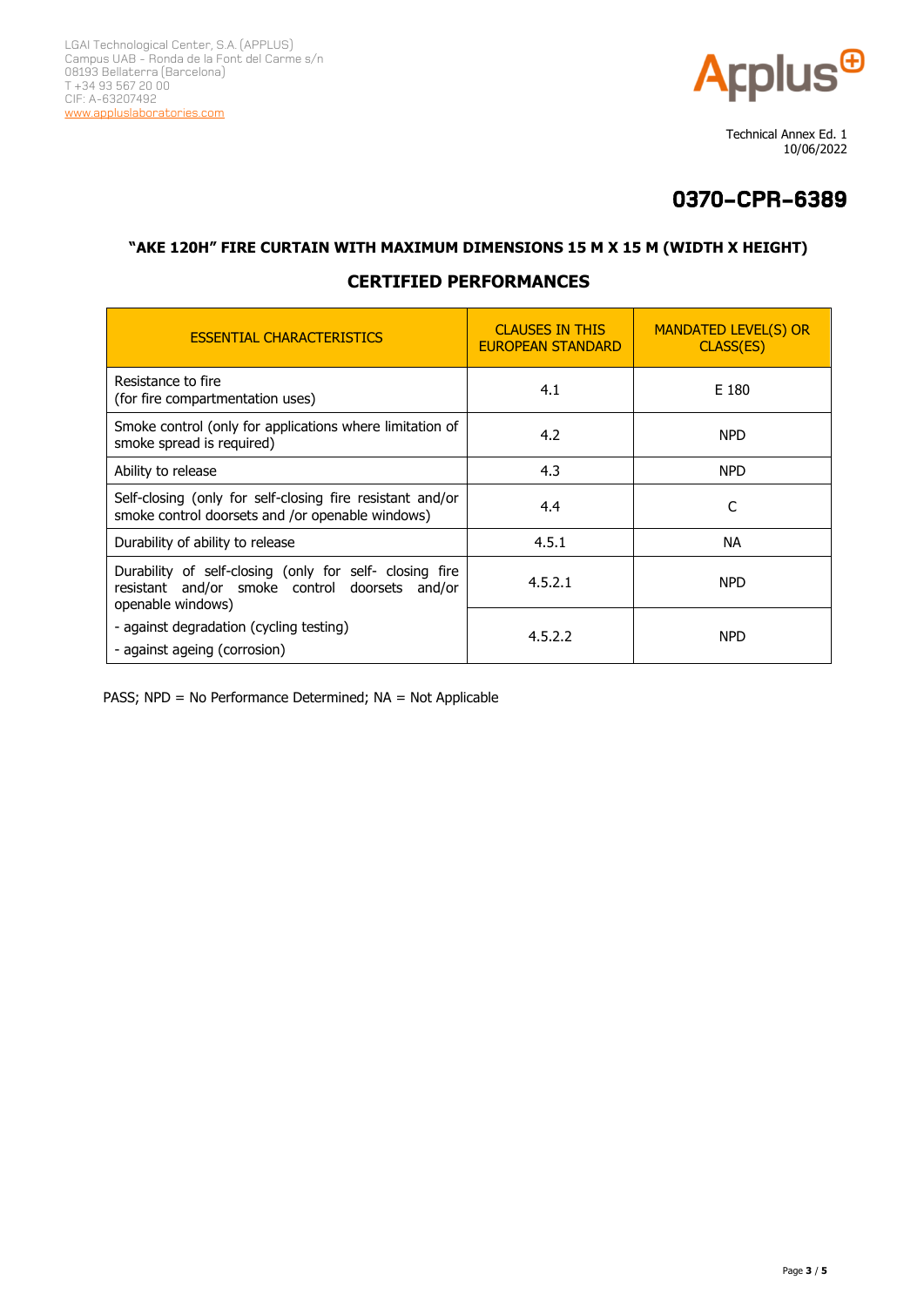LGAI Technological Center, S.A. (APPLUS)
Campus UAB - Ronda de la Font del Carme s/n
08193 Bellaterra (Barcelona)
T +34 93 567 20 00
CIF: A-63207492
www.appluslaboratories.com

Technical Annex Ed. 1
10/06/2022

# 0370-CPR-6389

### "AKE 120H" FIRE CURTAIN WITH MAXIMUM DIMENSIONS 15 M X 15 M (WIDTH X HEIGHT)

## CERTIFIED PERFORMANCES

| ESSENTIAL CHARACTERISTICS | CLAUSES IN THIS EUROPEAN STANDARD | MANDATED LEVEL(S) OR CLASS(ES) |
|---|---|---|
| Resistance to fire (for fire compartmentation uses) | 4.1 | E 180 |
| Smoke control (only for applications where limitation of smoke spread is required) | 4.2 | NPD |
| Ability to release | 4.3 | NPD |
| Self-closing (only for self-closing fire resistant and/or smoke control doorsets and /or openable windows) | 4.4 | C |
| Durability of ability to release | 4.5.1 | NA |
| Durability of self-closing (only for self- closing fire resistant and/or smoke control doorsets and/or openable windows) | 4.5.2.1 | NPD |
| - against degradation (cycling testing)<br>- against ageing (corrosion) | 4.5.2.2 | NPD |

PASS; NPD = No Performance Determined; NA = Not Applicable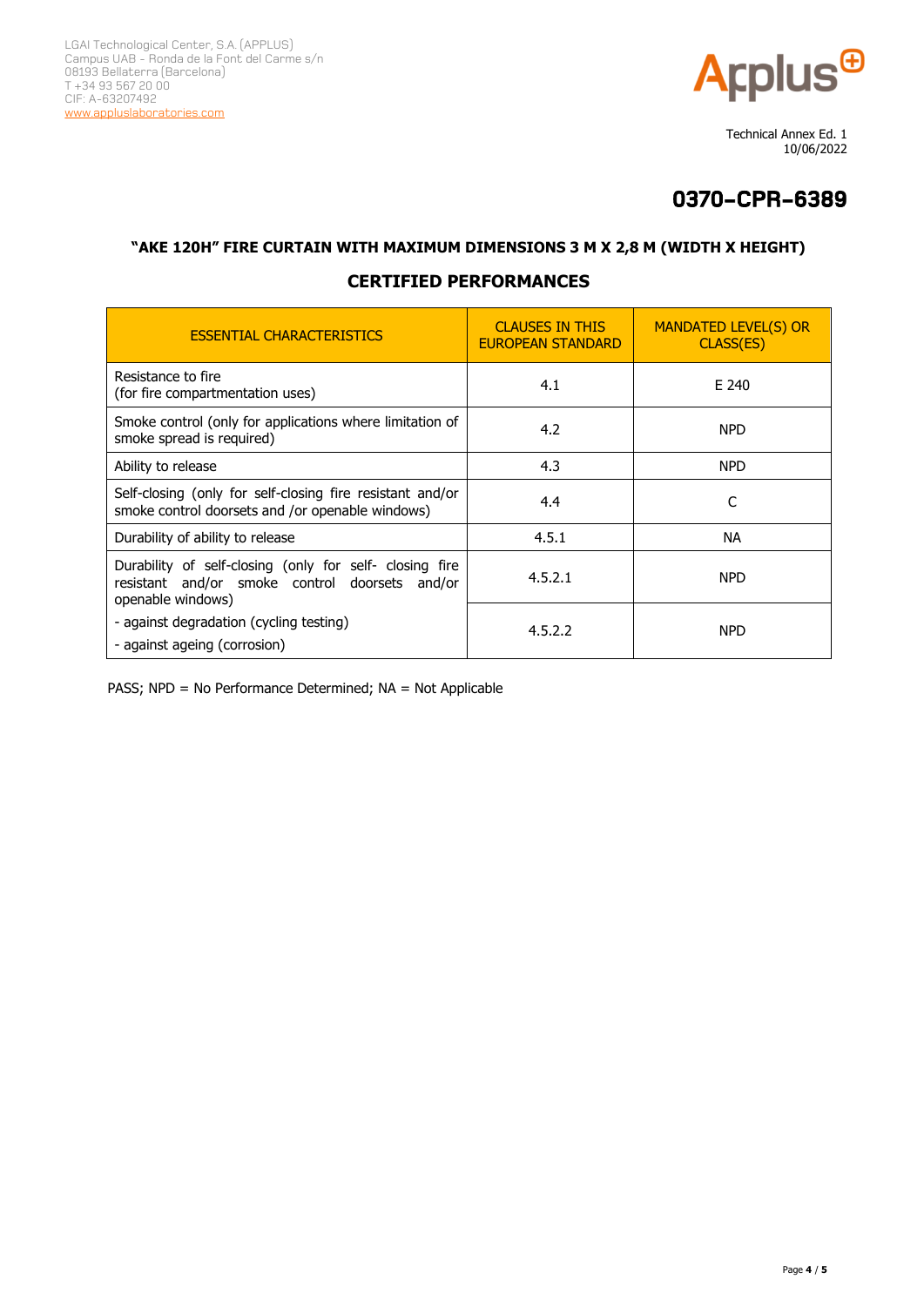LGAI Technological Center, S.A. (APPLUS)
Campus UAB - Ronda de la Font del Carme s/n
08193 Bellaterra (Barcelona)
T +34 93 567 20 00
CIF: A-63207492
www.appluslaboratories.com

Technical Annex Ed. 1
10/06/2022

# 0370-CPR-6389

## "AKE 120H" FIRE CURTAIN WITH MAXIMUM DIMENSIONS 3 M X 2,8 M (WIDTH X HEIGHT)

## CERTIFIED PERFORMANCES

| ESSENTIAL CHARACTERISTICS | CLAUSES IN THIS EUROPEAN STANDARD | MANDATED LEVEL(S) OR CLASS(ES) |
|---|---|---|
| Resistance to fire (for fire compartmentation uses) | 4.1 | E 240 |
| Smoke control (only for applications where limitation of smoke spread is required) | 4.2 | NPD |
| Ability to release | 4.3 | NPD |
| Self-closing (only for self-closing fire resistant and/or smoke control doorsets and /or openable windows) | 4.4 | C |
| Durability of ability to release | 4.5.1 | NA |
| Durability of self-closing (only for self- closing fire resistant and/or smoke control doorsets and/or openable windows) | 4.5.2.1 | NPD |
| - against degradation (cycling testing)<br>- against ageing (corrosion) | 4.5.2.2 | NPD |

PASS; NPD = No Performance Determined; NA = Not Applicable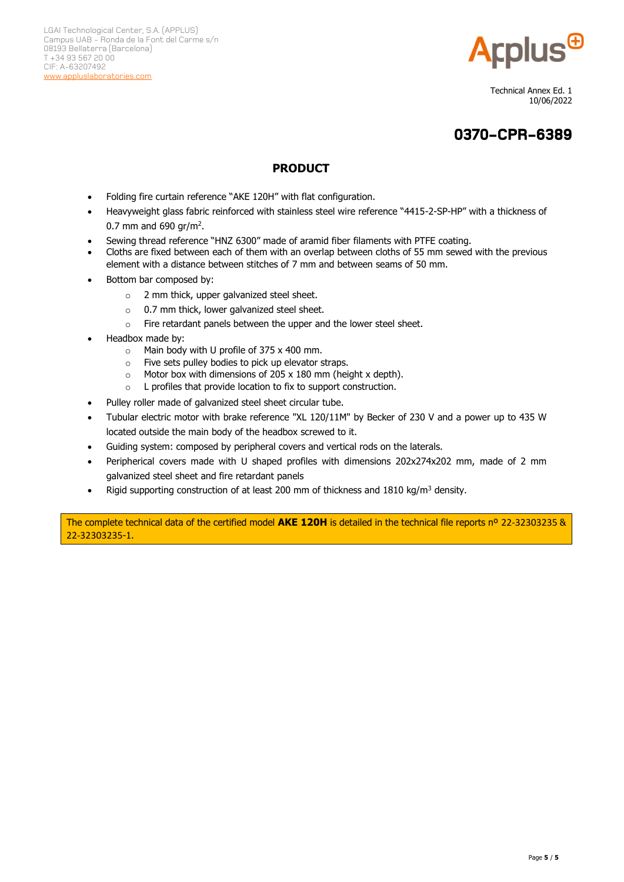Technical Annex Ed. 1
10/06/2022

# 0370-CPR-6389

## PRODUCT

- Folding fire curtain reference "AKE 120H" with flat configuration.
- Heavyweight glass fabric reinforced with stainless steel wire reference "4415-2-SP-HP" with a thickness of 0.7 mm and 690 gr/m$^2$.
- Sewing thread reference "HNZ 6300" made of aramid fiber filaments with PTFE coating.
- Cloths are fixed between each of them with an overlap between cloths of 55 mm sewed with the previous element with a distance between stitches of 7 mm and between seams of 50 mm.
- Bottom bar composed by:
  - 2 mm thick, upper galvanized steel sheet.
  - 0.7 mm thick, lower galvanized steel sheet.
  - Fire retardant panels between the upper and the lower steel sheet.
- Headbox made by:
  - Main body with U profile of 375 x 400 mm.
  - Five sets pulley bodies to pick up elevator straps.
  - Motor box with dimensions of 205 x 180 mm (height x depth).
  - L profiles that provide location to fix to support construction.
- Pulley roller made of galvanized steel sheet circular tube.
- Tubular electric motor with brake reference "XL 120/11M" by Becker of 230 V and a power up to 435 W located outside the main body of the headbox screwed to it.
- Guiding system: composed by peripheral covers and vertical rods on the laterals.
- Peripherical covers made with U shaped profiles with dimensions 202x274x202 mm, made of 2 mm galvanized steel sheet and fire retardant panels
- Rigid supporting construction of at least 200 mm of thickness and 1810 kg/m$^3$ density.

The complete technical data of the certified model **AKE 120H** is detailed in the technical file reports nº 22-32303235 & 22-32303235-1.